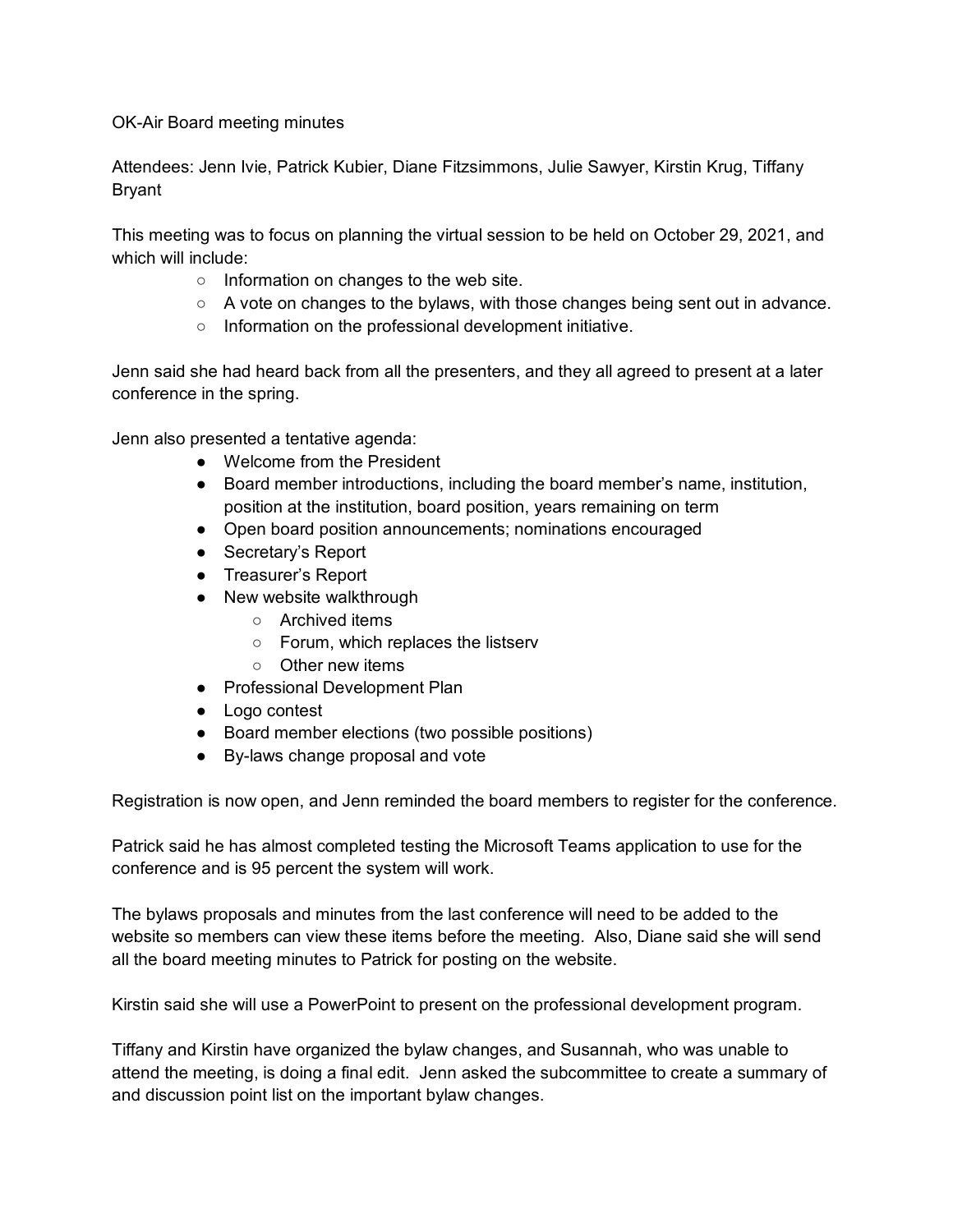OK-Air Board meeting minutes

Attendees: Jenn Ivie, Patrick Kubier, Diane Fitzsimmons, Julie Sawyer, Kirstin Krug, Tiffany Bryant

This meeting was to focus on planning the virtual session to be held on October 29, 2021, and which will include:

- Information on changes to the web site.
- A vote on changes to the bylaws, with those changes being sent out in advance.
- Information on the professional development initiative.

Jenn said she had heard back from all the presenters, and they all agreed to present at a later conference in the spring.

Jenn also presented a tentative agenda:

- Welcome from the President
- Board member introductions, including the board member's name, institution, position at the institution, board position, years remaining on term
- Open board position announcements; nominations encouraged
- Secretary's Report
- Treasurer's Report
- New website walkthrough
  - Archived items
  - Forum, which replaces the listserv
  - Other new items
- Professional Development Plan
- Logo contest
- Board member elections (two possible positions)
- By-laws change proposal and vote

Registration is now open, and Jenn reminded the board members to register for the conference.

Patrick said he has almost completed testing the Microsoft Teams application to use for the conference and is 95 percent the system will work.

The bylaws proposals and minutes from the last conference will need to be added to the website so members can view these items before the meeting. Also, Diane said she will send all the board meeting minutes to Patrick for posting on the website.

Kirstin said she will use a PowerPoint to present on the professional development program.

Tiffany and Kirstin have organized the bylaw changes, and Susannah, who was unable to attend the meeting, is doing a final edit. Jenn asked the subcommittee to create a summary of and discussion point list on the important bylaw changes.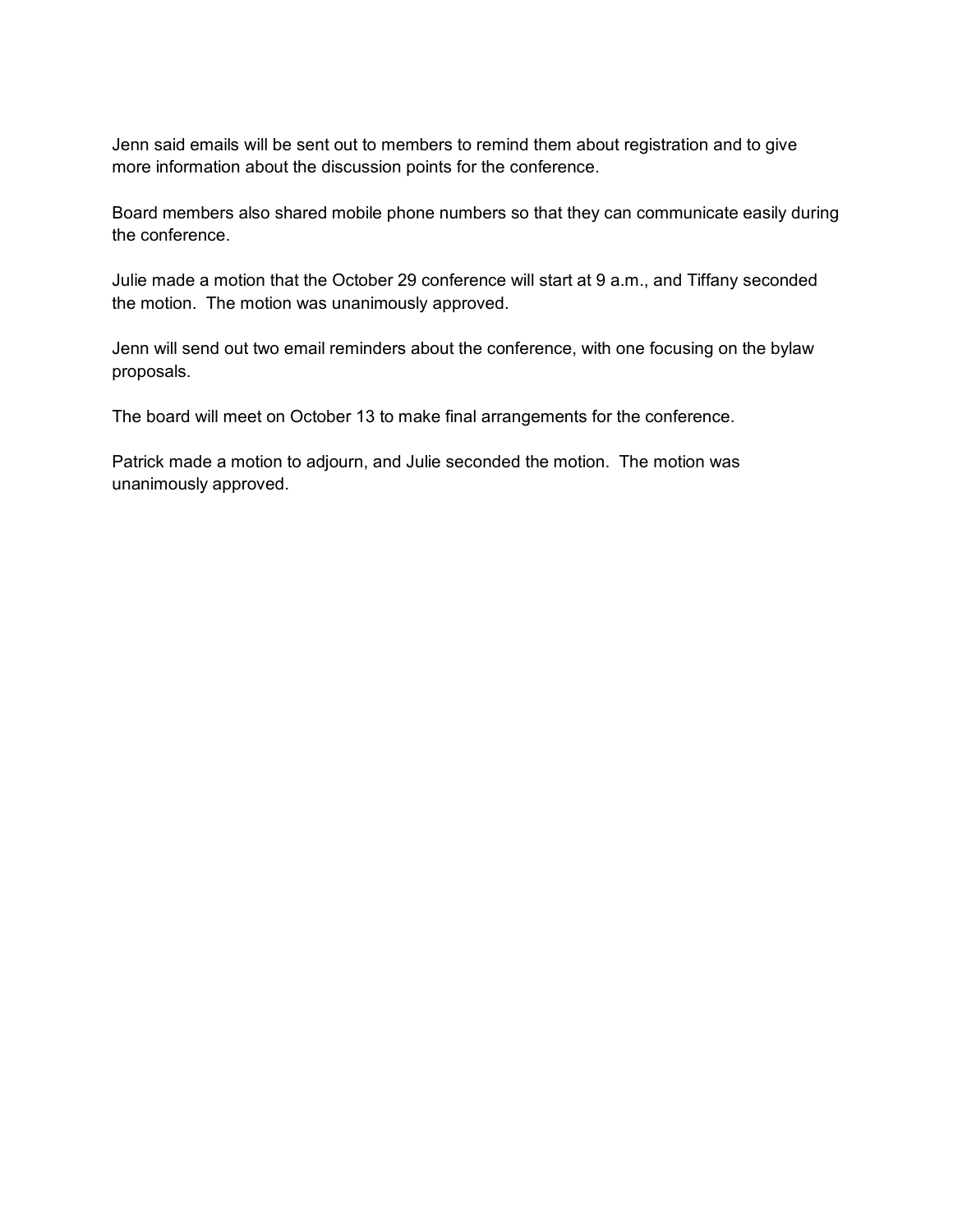Jenn said emails will be sent out to members to remind them about registration and to give more information about the discussion points for the conference.

Board members also shared mobile phone numbers so that they can communicate easily during the conference.

Julie made a motion that the October 29 conference will start at 9 a.m., and Tiffany seconded the motion. The motion was unanimously approved.

Jenn will send out two email reminders about the conference, with one focusing on the bylaw proposals.

The board will meet on October 13 to make final arrangements for the conference.

Patrick made a motion to adjourn, and Julie seconded the motion. The motion was unanimously approved.